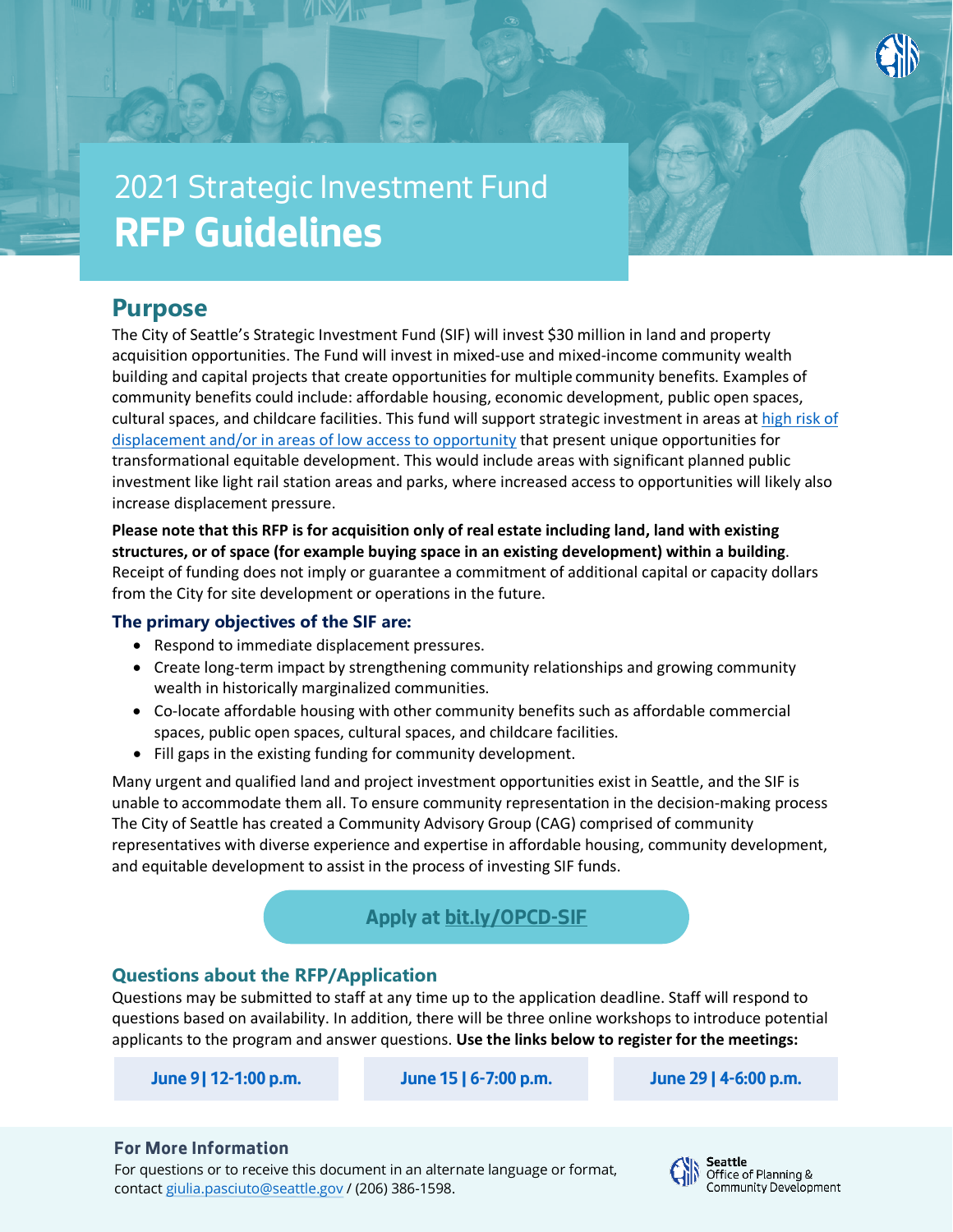# 2021 Strategic Investment Fund
# RFP Guidelines

## Purpose

The City of Seattle's Strategic Investment Fund (SIF) will invest $30 million in land and property acquisition opportunities. The Fund will invest in mixed-use and mixed-income community wealth building and capital projects that create opportunities for multiple community benefits. Examples of community benefits could include: affordable housing, economic development, public open spaces, cultural spaces, and childcare facilities. This fund will support strategic investment in areas at high risk of displacement and/or in areas of low access to opportunity that present unique opportunities for transformational equitable development. This would include areas with significant planned public investment like light rail station areas and parks, where increased access to opportunities will likely also increase displacement pressure.

**Please note that this RFP is for acquisition only of real estate including land, land with existing structures, or of space (for example buying space in an existing development) within a building**. Receipt of funding does not imply or guarantee a commitment of additional capital or capacity dollars from the City for site development or operations in the future.

### The primary objectives of the SIF are:

- Respond to immediate displacement pressures.
- Create long-term impact by strengthening community relationships and growing community wealth in historically marginalized communities.
- Co-locate affordable housing with other community benefits such as affordable commercial spaces, public open spaces, cultural spaces, and childcare facilities.
- Fill gaps in the existing funding for community development.

Many urgent and qualified land and project investment opportunities exist in Seattle, and the SIF is unable to accommodate them all. To ensure community representation in the decision-making process The City of Seattle has created a Community Advisory Group (CAG) comprised of community representatives with diverse experience and expertise in affordable housing, community development, and equitable development to assist in the process of investing SIF funds.

**Apply at bit.ly/OPCD-SIF**

### Questions about the RFP/Application

Questions may be submitted to staff at any time up to the application deadline. Staff will respond to questions based on availability. In addition, there will be three online workshops to introduce potential applicants to the program and answer questions. **Use the links below to register for the meetings:**

**June 9 | 12-1:00 p.m.** | **June 15 | 6-7:00 p.m.** | **June 29 | 4-6:00 p.m.**

### For More Information

For questions or to receive this document in an alternate language or format, contact giulia.pasciuto@seattle.gov / (206) 386-1598.

Seattle Office of Planning & Community Development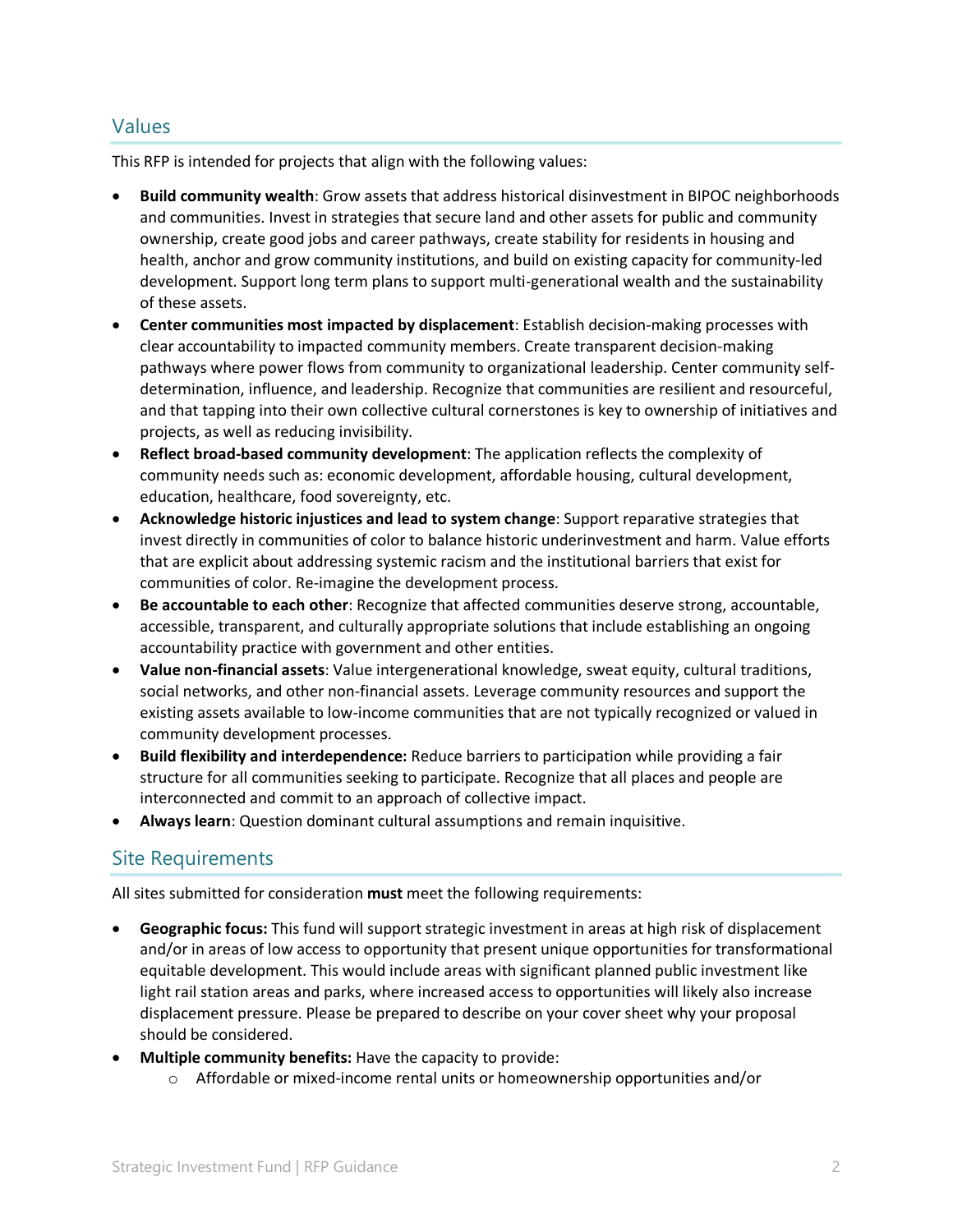## Values

This RFP is intended for projects that align with the following values:

- **Build community wealth**: Grow assets that address historical disinvestment in BIPOC neighborhoods and communities. Invest in strategies that secure land and other assets for public and community ownership, create good jobs and career pathways, create stability for residents in housing and health, anchor and grow community institutions, and build on existing capacity for community-led development. Support long term plans to support multi-generational wealth and the sustainability of these assets.
- **Center communities most impacted by displacement**: Establish decision-making processes with clear accountability to impacted community members. Create transparent decision-making pathways where power flows from community to organizational leadership. Center community self-determination, influence, and leadership. Recognize that communities are resilient and resourceful, and that tapping into their own collective cultural cornerstones is key to ownership of initiatives and projects, as well as reducing invisibility.
- **Reflect broad-based community development**: The application reflects the complexity of community needs such as: economic development, affordable housing, cultural development, education, healthcare, food sovereignty, etc.
- **Acknowledge historic injustices and lead to system change**: Support reparative strategies that invest directly in communities of color to balance historic underinvestment and harm. Value efforts that are explicit about addressing systemic racism and the institutional barriers that exist for communities of color. Re-imagine the development process.
- **Be accountable to each other**: Recognize that affected communities deserve strong, accountable, accessible, transparent, and culturally appropriate solutions that include establishing an ongoing accountability practice with government and other entities.
- **Value non-financial assets**: Value intergenerational knowledge, sweat equity, cultural traditions, social networks, and other non-financial assets. Leverage community resources and support the existing assets available to low-income communities that are not typically recognized or valued in community development processes.
- **Build flexibility and interdependence:** Reduce barriers to participation while providing a fair structure for all communities seeking to participate. Recognize that all places and people are interconnected and commit to an approach of collective impact.
- **Always learn**: Question dominant cultural assumptions and remain inquisitive.

## Site Requirements

All sites submitted for consideration **must** meet the following requirements:

- **Geographic focus:** This fund will support strategic investment in areas at high risk of displacement and/or in areas of low access to opportunity that present unique opportunities for transformational equitable development. This would include areas with significant planned public investment like light rail station areas and parks, where increased access to opportunities will likely also increase displacement pressure. Please be prepared to describe on your cover sheet why your proposal should be considered.
- **Multiple community benefits:** Have the capacity to provide:
    - Affordable or mixed-income rental units or homeownership opportunities and/or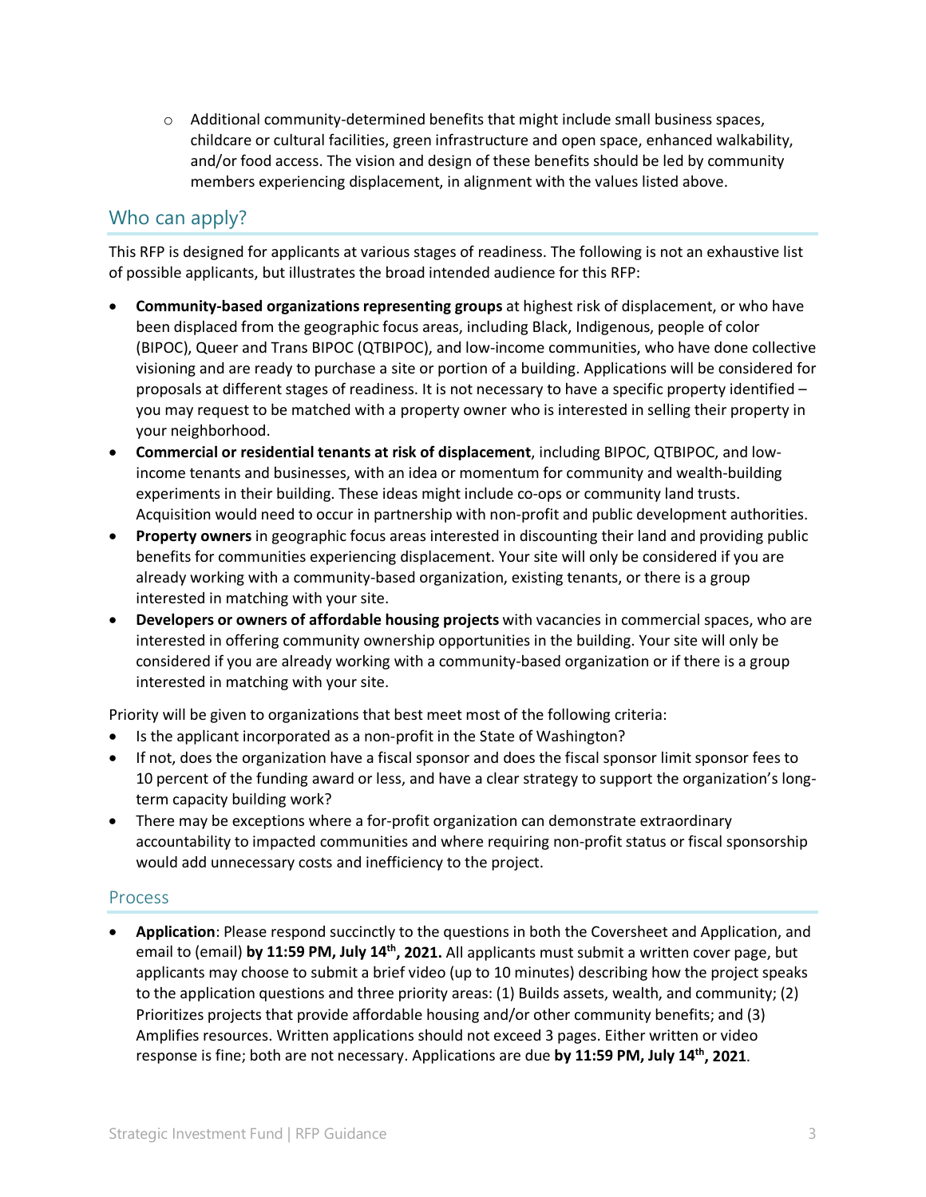- Additional community-determined benefits that might include small business spaces, childcare or cultural facilities, green infrastructure and open space, enhanced walkability, and/or food access. The vision and design of these benefits should be led by community members experiencing displacement, in alignment with the values listed above.

## Who can apply?

This RFP is designed for applicants at various stages of readiness. The following is not an exhaustive list of possible applicants, but illustrates the broad intended audience for this RFP:

- **Community-based organizations representing groups** at highest risk of displacement, or who have been displaced from the geographic focus areas, including Black, Indigenous, people of color (BIPOC), Queer and Trans BIPOC (QTBIPOC), and low-income communities, who have done collective visioning and are ready to purchase a site or portion of a building. Applications will be considered for proposals at different stages of readiness. It is not necessary to have a specific property identified – you may request to be matched with a property owner who is interested in selling their property in your neighborhood.
- **Commercial or residential tenants at risk of displacement**, including BIPOC, QTBIPOC, and low-income tenants and businesses, with an idea or momentum for community and wealth-building experiments in their building. These ideas might include co-ops or community land trusts. Acquisition would need to occur in partnership with non-profit and public development authorities.
- **Property owners** in geographic focus areas interested in discounting their land and providing public benefits for communities experiencing displacement. Your site will only be considered if you are already working with a community-based organization, existing tenants, or there is a group interested in matching with your site.
- **Developers or owners of affordable housing projects** with vacancies in commercial spaces, who are interested in offering community ownership opportunities in the building. Your site will only be considered if you are already working with a community-based organization or if there is a group interested in matching with your site.

Priority will be given to organizations that best meet most of the following criteria:

- Is the applicant incorporated as a non-profit in the State of Washington?
- If not, does the organization have a fiscal sponsor and does the fiscal sponsor limit sponsor fees to 10 percent of the funding award or less, and have a clear strategy to support the organization's long-term capacity building work?
- There may be exceptions where a for-profit organization can demonstrate extraordinary accountability to impacted communities and where requiring non-profit status or fiscal sponsorship would add unnecessary costs and inefficiency to the project.

### Process

- **Application**: Please respond succinctly to the questions in both the Coversheet and Application, and email to (email) **by 11:59 PM, July 14th, 2021.** All applicants must submit a written cover page, but applicants may choose to submit a brief video (up to 10 minutes) describing how the project speaks to the application questions and three priority areas: (1) Builds assets, wealth, and community; (2) Prioritizes projects that provide affordable housing and/or other community benefits; and (3) Amplifies resources. Written applications should not exceed 3 pages. Either written or video response is fine; both are not necessary. Applications are due **by 11:59 PM, July 14th, 2021**.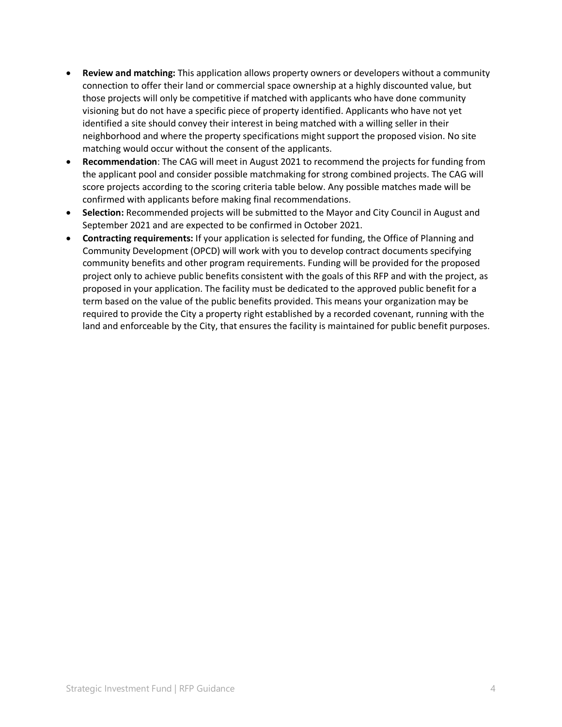- **Review and matching:** This application allows property owners or developers without a community connection to offer their land or commercial space ownership at a highly discounted value, but those projects will only be competitive if matched with applicants who have done community visioning but do not have a specific piece of property identified. Applicants who have not yet identified a site should convey their interest in being matched with a willing seller in their neighborhood and where the property specifications might support the proposed vision. No site matching would occur without the consent of the applicants.
- **Recommendation**: The CAG will meet in August 2021 to recommend the projects for funding from the applicant pool and consider possible matchmaking for strong combined projects. The CAG will score projects according to the scoring criteria table below. Any possible matches made will be confirmed with applicants before making final recommendations.
- **Selection:** Recommended projects will be submitted to the Mayor and City Council in August and September 2021 and are expected to be confirmed in October 2021.
- **Contracting requirements:** If your application is selected for funding, the Office of Planning and Community Development (OPCD) will work with you to develop contract documents specifying community benefits and other program requirements. Funding will be provided for the proposed project only to achieve public benefits consistent with the goals of this RFP and with the project, as proposed in your application. The facility must be dedicated to the approved public benefit for a term based on the value of the public benefits provided. This means your organization may be required to provide the City a property right established by a recorded covenant, running with the land and enforceable by the City, that ensures the facility is maintained for public benefit purposes.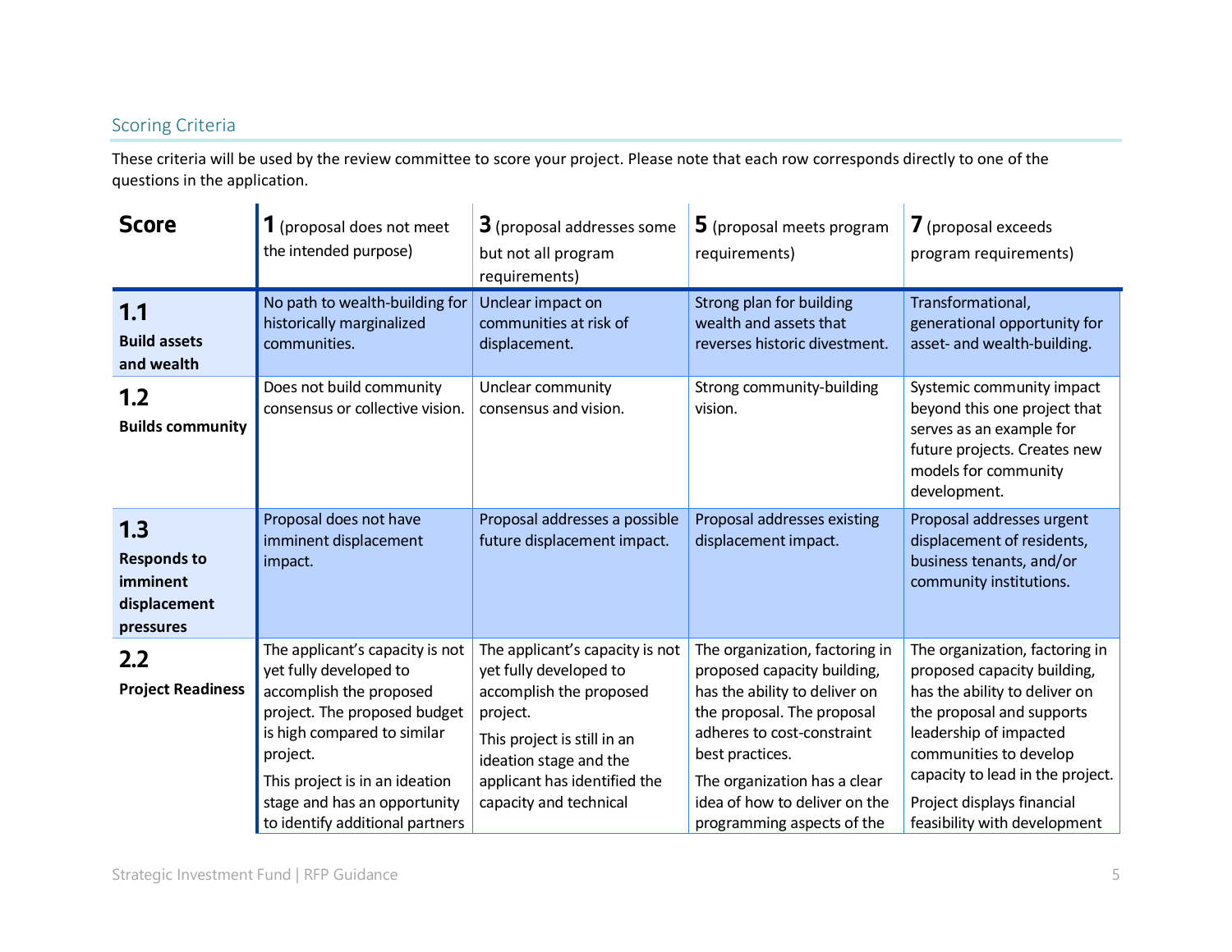## Scoring Criteria

These criteria will be used by the review committee to score your project. Please note that each row corresponds directly to one of the questions in the application.

| Score | **1** (proposal does not meet the intended purpose) | **3** (proposal addresses some but not all program requirements) | **5** (proposal meets program requirements) | **7** (proposal exceeds program requirements) |
|---|---|---|---|---|
| **1.1** **Build assets and wealth** | No path to wealth-building for historically marginalized communities. | Unclear impact on communities at risk of displacement. | Strong plan for building wealth and assets that reverses historic divestment. | Transformational, generational opportunity for asset- and wealth-building. |
| **1.2** **Builds community** | Does not build community consensus or collective vision. | Unclear community consensus and vision. | Strong community-building vision. | Systemic community impact beyond this one project that serves as an example for future projects. Creates new models for community development. |
| **1.3** **Responds to imminent displacement pressures** | Proposal does not have imminent displacement impact. | Proposal addresses a possible future displacement impact. | Proposal addresses existing displacement impact. | Proposal addresses urgent displacement of residents, business tenants, and/or community institutions. |
| **2.2** **Project Readiness** | The applicant's capacity is not yet fully developed to accomplish the proposed project. The proposed budget is high compared to similar project.<br><br>This project is in an ideation stage and has an opportunity to identify additional partners | The applicant's capacity is not yet fully developed to accomplish the proposed project.<br><br>This project is still in an ideation stage and the applicant has identified the capacity and technical | The organization, factoring in proposed capacity building, has the ability to deliver on the proposal. The proposal adheres to cost-constraint best practices.<br><br>The organization has a clear idea of how to deliver on the programming aspects of the | The organization, factoring in proposed capacity building, has the ability to deliver on the proposal and supports leadership of impacted communities to develop capacity to lead in the project.<br><br>Project displays financial feasibility with development |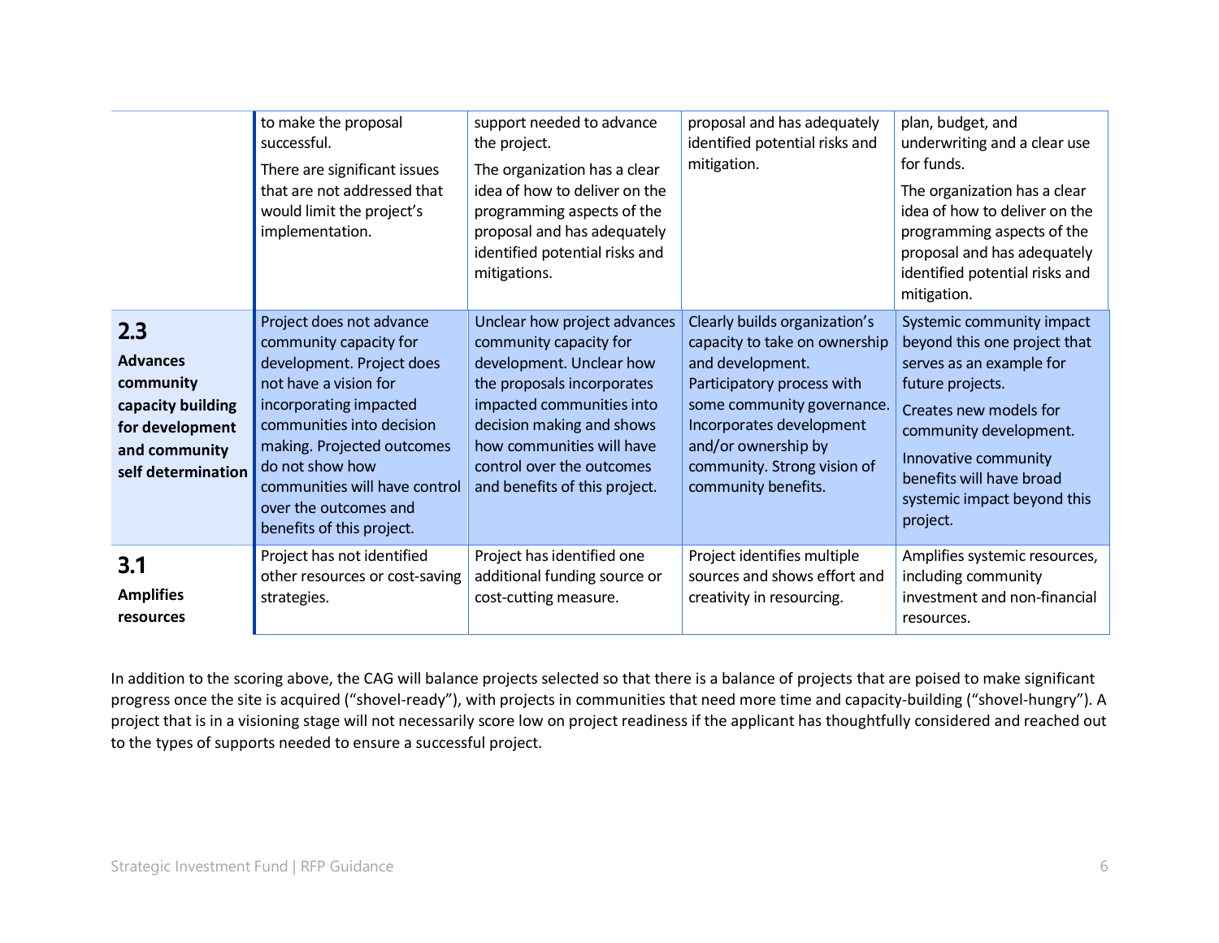| | | | | |
|---|---|---|---|---|
| | to make the proposal successful. There are significant issues that are not addressed that would limit the project's implementation. | support needed to advance the project. The organization has a clear idea of how to deliver on the programming aspects of the proposal and has adequately identified potential risks and mitigations. | proposal and has adequately identified potential risks and mitigation. | plan, budget, and underwriting and a clear use for funds. The organization has a clear idea of how to deliver on the programming aspects of the proposal and has adequately identified potential risks and mitigation. |
| **2.3** **Advances community capacity building for development and community self determination** | Project does not advance community capacity for development. Project does not have a vision for incorporating impacted communities into decision making. Projected outcomes do not show how communities will have control over the outcomes and benefits of this project. | Unclear how project advances community capacity for development. Unclear how the proposals incorporates impacted communities into decision making and shows how communities will have control over the outcomes and benefits of this project. | Clearly builds organization's capacity to take on ownership and development. Participatory process with some community governance. Incorporates development and/or ownership by community. Strong vision of community benefits. | Systemic community impact beyond this one project that serves as an example for future projects. Creates new models for community development. Innovative community benefits will have broad systemic impact beyond this project. |
| **3.1** **Amplifies resources** | Project has not identified other resources or cost-saving strategies. | Project has identified one additional funding source or cost-cutting measure. | Project identifies multiple sources and shows effort and creativity in resourcing. | Amplifies systemic resources, including community investment and non-financial resources. |

In addition to the scoring above, the CAG will balance projects selected so that there is a balance of projects that are poised to make significant progress once the site is acquired ("shovel-ready"), with projects in communities that need more time and capacity-building ("shovel-hungry"). A project that is in a visioning stage will not necessarily score low on project readiness if the applicant has thoughtfully considered and reached out to the types of supports needed to ensure a successful project.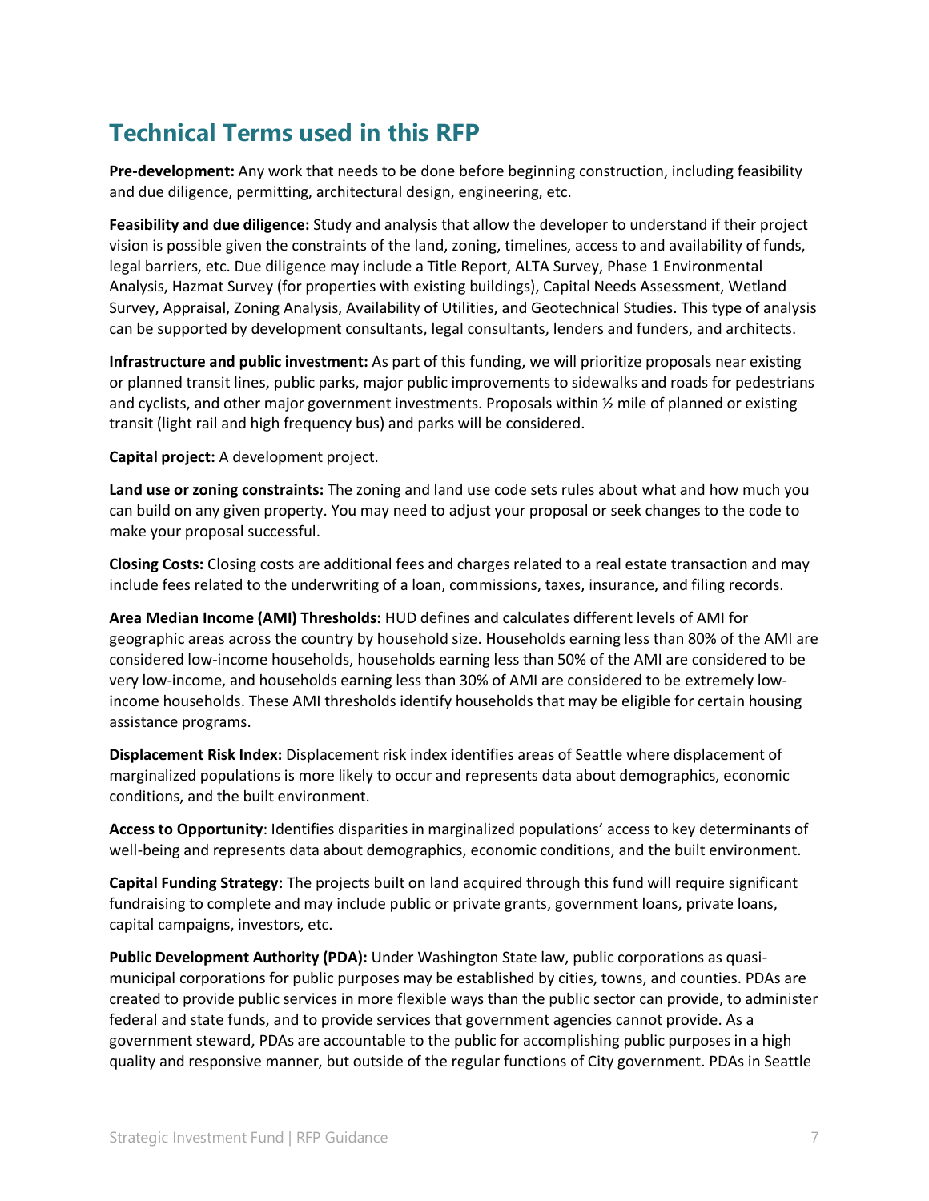## Technical Terms used in this RFP

**Pre-development:** Any work that needs to be done before beginning construction, including feasibility and due diligence, permitting, architectural design, engineering, etc.

**Feasibility and due diligence:** Study and analysis that allow the developer to understand if their project vision is possible given the constraints of the land, zoning, timelines, access to and availability of funds, legal barriers, etc. Due diligence may include a Title Report, ALTA Survey, Phase 1 Environmental Analysis, Hazmat Survey (for properties with existing buildings), Capital Needs Assessment, Wetland Survey, Appraisal, Zoning Analysis, Availability of Utilities, and Geotechnical Studies. This type of analysis can be supported by development consultants, legal consultants, lenders and funders, and architects.

**Infrastructure and public investment:** As part of this funding, we will prioritize proposals near existing or planned transit lines, public parks, major public improvements to sidewalks and roads for pedestrians and cyclists, and other major government investments. Proposals within ½ mile of planned or existing transit (light rail and high frequency bus) and parks will be considered.

**Capital project:** A development project.

**Land use or zoning constraints:** The zoning and land use code sets rules about what and how much you can build on any given property. You may need to adjust your proposal or seek changes to the code to make your proposal successful.

**Closing Costs:** Closing costs are additional fees and charges related to a real estate transaction and may include fees related to the underwriting of a loan, commissions, taxes, insurance, and filing records.

**Area Median Income (AMI) Thresholds:** HUD defines and calculates different levels of AMI for geographic areas across the country by household size. Households earning less than 80% of the AMI are considered low-income households, households earning less than 50% of the AMI are considered to be very low-income, and households earning less than 30% of AMI are considered to be extremely low-income households. These AMI thresholds identify households that may be eligible for certain housing assistance programs.

**Displacement Risk Index:** Displacement risk index identifies areas of Seattle where displacement of marginalized populations is more likely to occur and represents data about demographics, economic conditions, and the built environment.

**Access to Opportunity**: Identifies disparities in marginalized populations' access to key determinants of well-being and represents data about demographics, economic conditions, and the built environment.

**Capital Funding Strategy:** The projects built on land acquired through this fund will require significant fundraising to complete and may include public or private grants, government loans, private loans, capital campaigns, investors, etc.

**Public Development Authority (PDA):** Under Washington State law, public corporations as quasi-municipal corporations for public purposes may be established by cities, towns, and counties. PDAs are created to provide public services in more flexible ways than the public sector can provide, to administer federal and state funds, and to provide services that government agencies cannot provide. As a government steward, PDAs are accountable to the public for accomplishing public purposes in a high quality and responsive manner, but outside of the regular functions of City government. PDAs in Seattle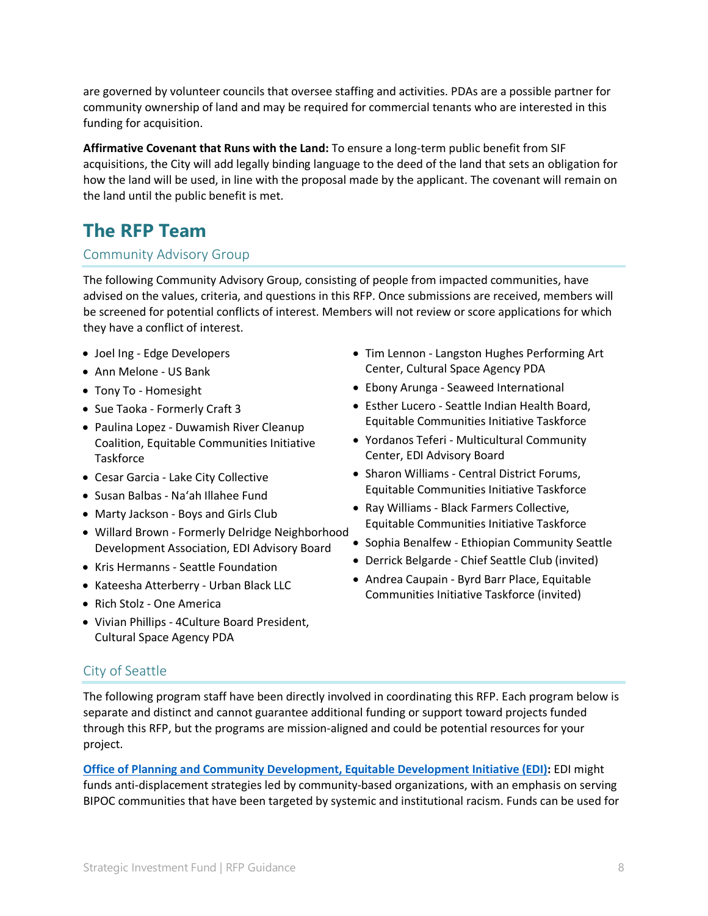are governed by volunteer councils that oversee staffing and activities. PDAs are a possible partner for community ownership of land and may be required for commercial tenants who are interested in this funding for acquisition.

**Affirmative Covenant that Runs with the Land:** To ensure a long-term public benefit from SIF acquisitions, the City will add legally binding language to the deed of the land that sets an obligation for how the land will be used, in line with the proposal made by the applicant. The covenant will remain on the land until the public benefit is met.

# The RFP Team

## Community Advisory Group

The following Community Advisory Group, consisting of people from impacted communities, have advised on the values, criteria, and questions in this RFP. Once submissions are received, members will be screened for potential conflicts of interest. Members will not review or score applications for which they have a conflict of interest.

- Joel Ing - Edge Developers
- Ann Melone - US Bank
- Tony To - Homesight
- Sue Taoka - Formerly Craft 3
- Paulina Lopez - Duwamish River Cleanup Coalition, Equitable Communities Initiative Taskforce
- Cesar Garcia - Lake City Collective
- Susan Balbas - Na'ah Illahee Fund
- Marty Jackson - Boys and Girls Club
- Willard Brown - Formerly Delridge Neighborhood Development Association, EDI Advisory Board
- Kris Hermanns - Seattle Foundation
- Kateesha Atterberry - Urban Black LLC
- Rich Stolz - One America
- Vivian Phillips - 4Culture Board President, Cultural Space Agency PDA
- Tim Lennon - Langston Hughes Performing Art Center, Cultural Space Agency PDA
- Ebony Arunga - Seaweed International
- Esther Lucero - Seattle Indian Health Board, Equitable Communities Initiative Taskforce
- Yordanos Teferi - Multicultural Community Center, EDI Advisory Board
- Sharon Williams - Central District Forums, Equitable Communities Initiative Taskforce
- Ray Williams - Black Farmers Collective, Equitable Communities Initiative Taskforce
- Sophia Benalfew - Ethiopian Community Seattle
- Derrick Belgarde - Chief Seattle Club (invited)
- Andrea Caupain - Byrd Barr Place, Equitable Communities Initiative Taskforce (invited)

## City of Seattle

The following program staff have been directly involved in coordinating this RFP. Each program below is separate and distinct and cannot guarantee additional funding or support toward projects funded through this RFP, but the programs are mission-aligned and could be potential resources for your project.

**Office of Planning and Community Development, Equitable Development Initiative (EDI):** EDI might funds anti-displacement strategies led by community-based organizations, with an emphasis on serving BIPOC communities that have been targeted by systemic and institutional racism. Funds can be used for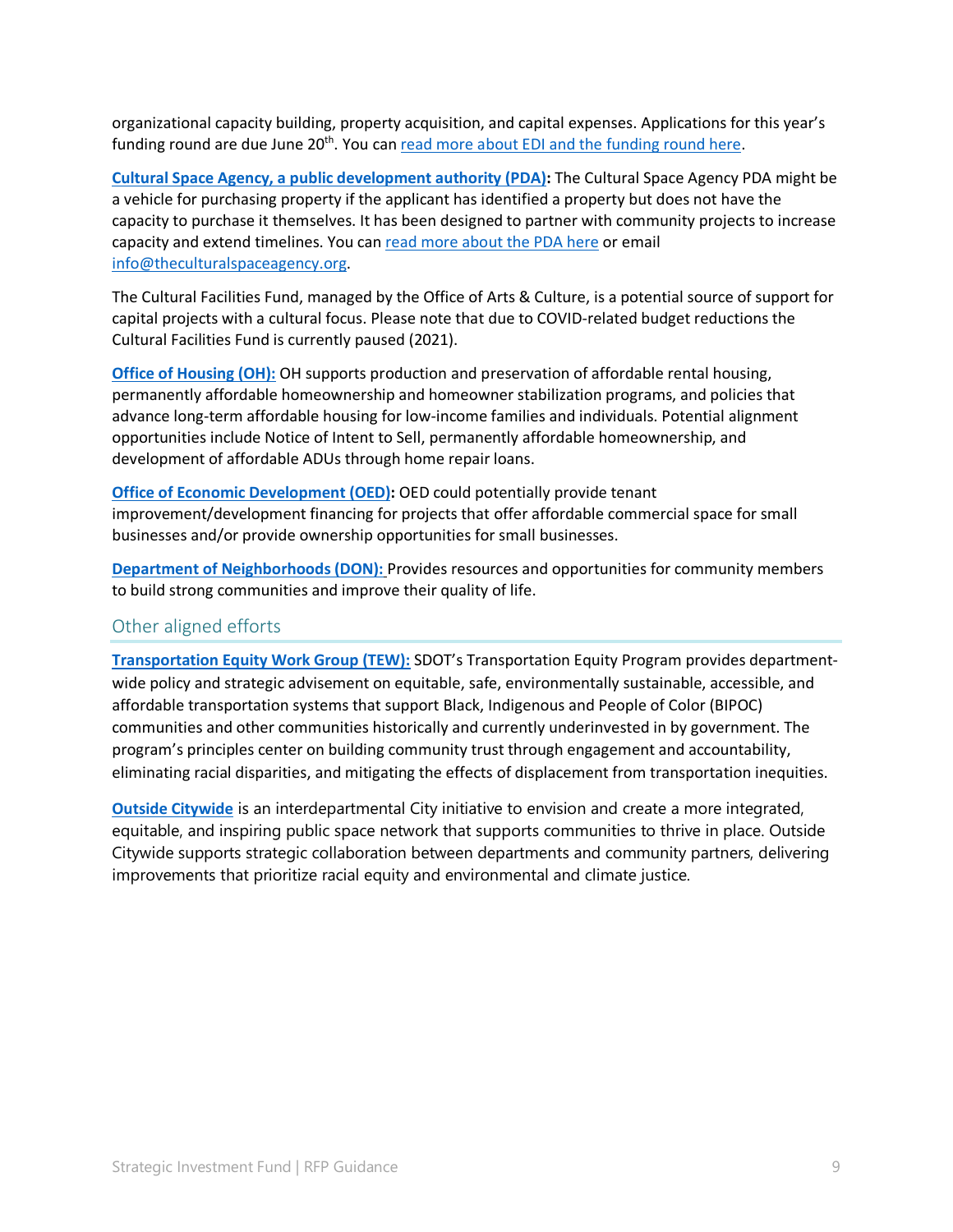organizational capacity building, property acquisition, and capital expenses. Applications for this year's funding round are due June 20th. You can read more about EDI and the funding round here.

**Cultural Space Agency, a public development authority (PDA):** The Cultural Space Agency PDA might be a vehicle for purchasing property if the applicant has identified a property but does not have the capacity to purchase it themselves. It has been designed to partner with community projects to increase capacity and extend timelines. You can read more about the PDA here or email info@theculturalspaceagency.org.

The Cultural Facilities Fund, managed by the Office of Arts & Culture, is a potential source of support for capital projects with a cultural focus. Please note that due to COVID-related budget reductions the Cultural Facilities Fund is currently paused (2021).

**Office of Housing (OH):** OH supports production and preservation of affordable rental housing, permanently affordable homeownership and homeowner stabilization programs, and policies that advance long-term affordable housing for low-income families and individuals. Potential alignment opportunities include Notice of Intent to Sell, permanently affordable homeownership, and development of affordable ADUs through home repair loans.

**Office of Economic Development (OED):** OED could potentially provide tenant improvement/development financing for projects that offer affordable commercial space for small businesses and/or provide ownership opportunities for small businesses.

**Department of Neighborhoods (DON):** Provides resources and opportunities for community members to build strong communities and improve their quality of life.

## Other aligned efforts

**Transportation Equity Work Group (TEW):** SDOT's Transportation Equity Program provides department-wide policy and strategic advisement on equitable, safe, environmentally sustainable, accessible, and affordable transportation systems that support Black, Indigenous and People of Color (BIPOC) communities and other communities historically and currently underinvested in by government. The program's principles center on building community trust through engagement and accountability, eliminating racial disparities, and mitigating the effects of displacement from transportation inequities.

**Outside Citywide** is an interdepartmental City initiative to envision and create a more integrated, equitable, and inspiring public space network that supports communities to thrive in place. Outside Citywide supports strategic collaboration between departments and community partners, delivering improvements that prioritize racial equity and environmental and climate justice.